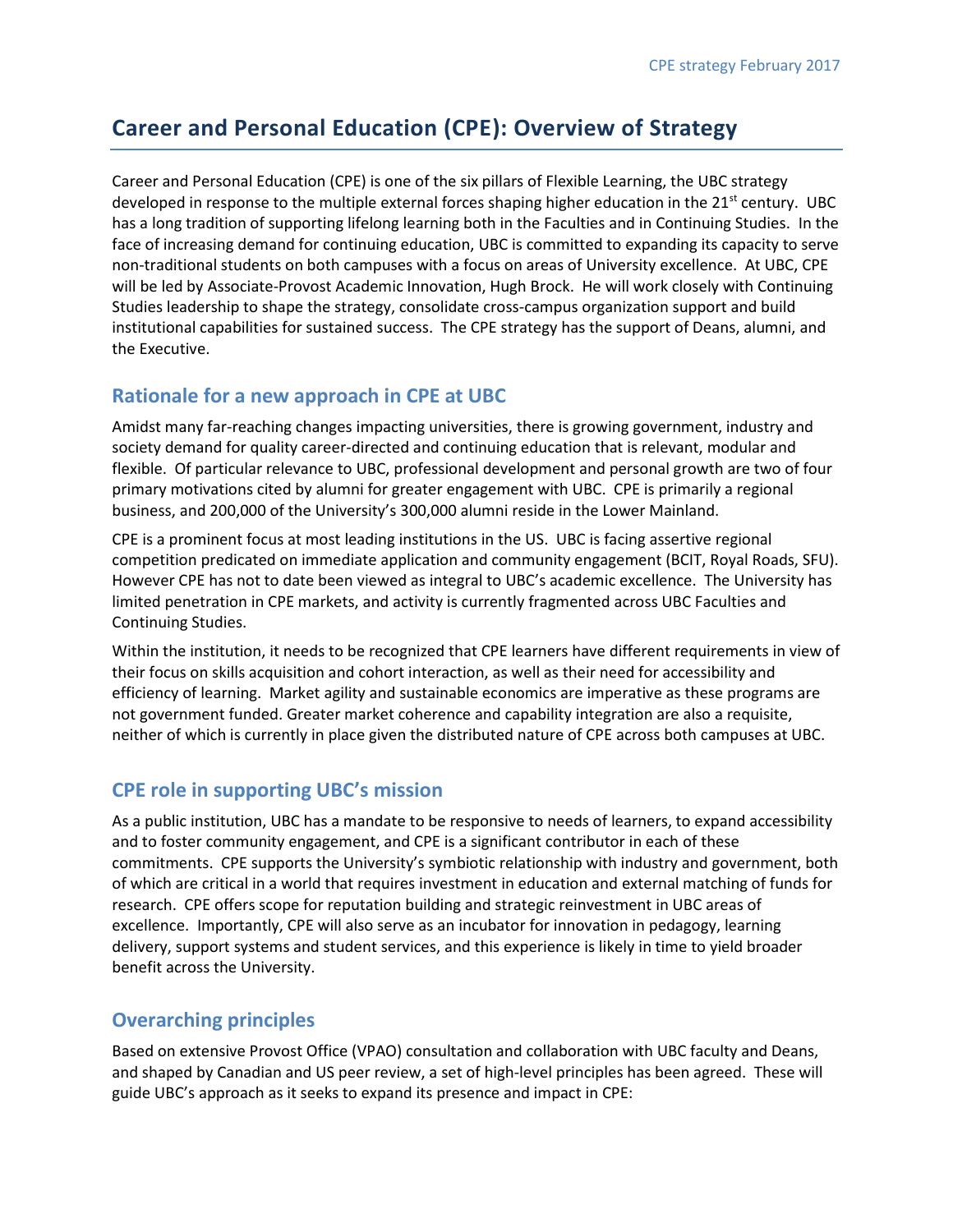# Career and Personal Education (CPE): Overview of Strategy

Career and Personal Education (CPE) is one of the six pillars of Flexible Learning, the UBC strategy developed in response to the multiple external forces shaping higher education in the 21st century. UBC has a long tradition of supporting lifelong learning both in the Faculties and in Continuing Studies. In the face of increasing demand for continuing education, UBC is committed to expanding its capacity to serve non-traditional students on both campuses with a focus on areas of University excellence. At UBC, CPE will be led by Associate-Provost Academic Innovation, Hugh Brock. He will work closely with Continuing Studies leadership to shape the strategy, consolidate cross-campus organization support and build institutional capabilities for sustained success. The CPE strategy has the support of Deans, alumni, and the Executive.

## Rationale for a new approach in CPE at UBC

Amidst many far-reaching changes impacting universities, there is growing government, industry and society demand for quality career-directed and continuing education that is relevant, modular and flexible. Of particular relevance to UBC, professional development and personal growth are two of four primary motivations cited by alumni for greater engagement with UBC. CPE is primarily a regional business, and 200,000 of the University's 300,000 alumni reside in the Lower Mainland.

CPE is a prominent focus at most leading institutions in the US. UBC is facing assertive regional competition predicated on immediate application and community engagement (BCIT, Royal Roads, SFU). However CPE has not to date been viewed as integral to UBC's academic excellence. The University has limited penetration in CPE markets, and activity is currently fragmented across UBC Faculties and Continuing Studies.

Within the institution, it needs to be recognized that CPE learners have different requirements in view of their focus on skills acquisition and cohort interaction, as well as their need for accessibility and efficiency of learning. Market agility and sustainable economics are imperative as these programs are not government funded. Greater market coherence and capability integration are also a requisite, neither of which is currently in place given the distributed nature of CPE across both campuses at UBC.

## CPE role in supporting UBC's mission

As a public institution, UBC has a mandate to be responsive to needs of learners, to expand accessibility and to foster community engagement, and CPE is a significant contributor in each of these commitments. CPE supports the University's symbiotic relationship with industry and government, both of which are critical in a world that requires investment in education and external matching of funds for research. CPE offers scope for reputation building and strategic reinvestment in UBC areas of excellence. Importantly, CPE will also serve as an incubator for innovation in pedagogy, learning delivery, support systems and student services, and this experience is likely in time to yield broader benefit across the University.

## Overarching principles

Based on extensive Provost Office (VPAO) consultation and collaboration with UBC faculty and Deans, and shaped by Canadian and US peer review, a set of high-level principles has been agreed. These will guide UBC's approach as it seeks to expand its presence and impact in CPE: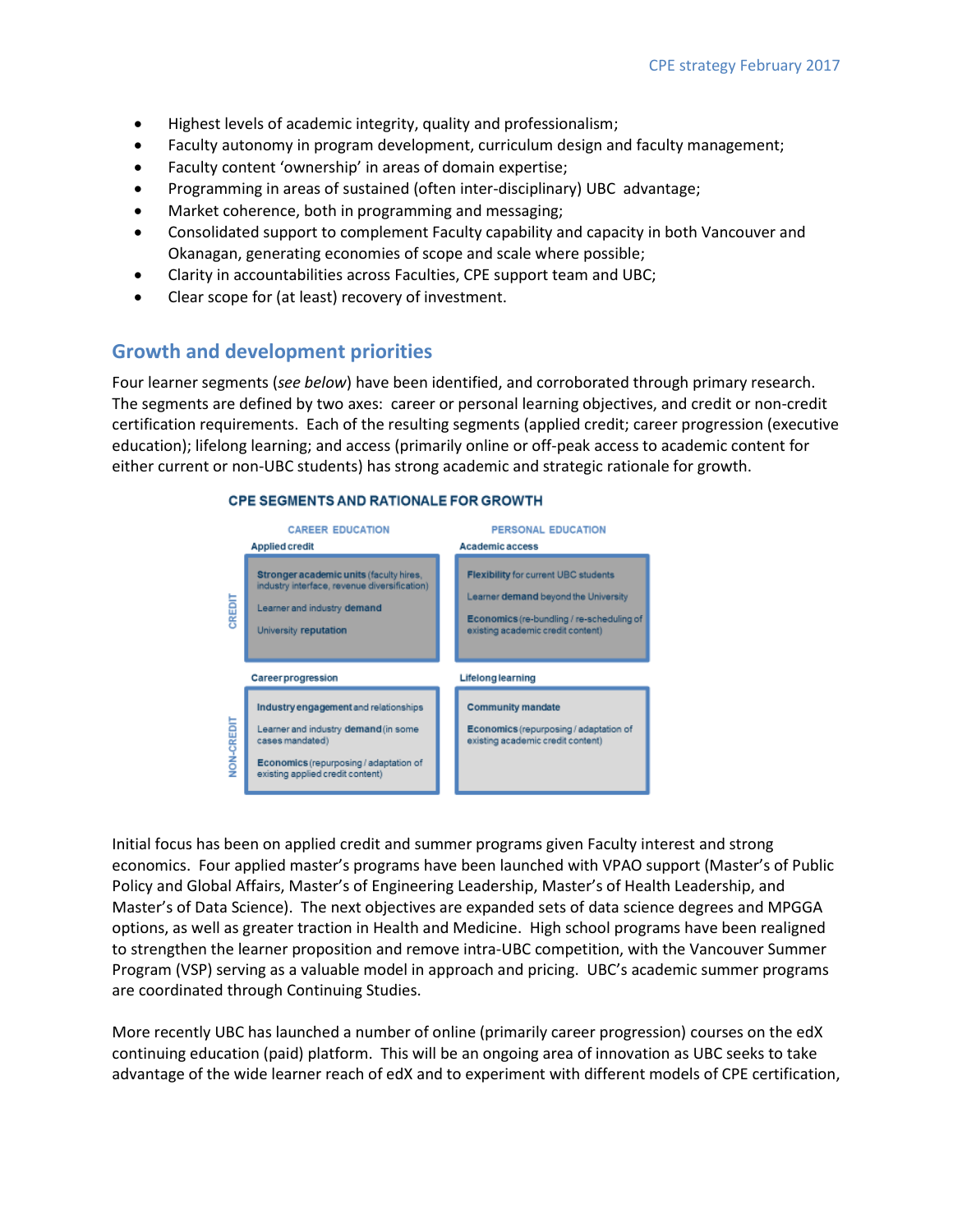- Highest levels of academic integrity, quality and professionalism;
- Faculty autonomy in program development, curriculum design and faculty management;
- Faculty content 'ownership' in areas of domain expertise;
- Programming in areas of sustained (often inter-disciplinary) UBC advantage;
- Market coherence, both in programming and messaging;
- Consolidated support to complement Faculty capability and capacity in both Vancouver and Okanagan, generating economies of scope and scale where possible;
- Clarity in accountabilities across Faculties, CPE support team and UBC;
- Clear scope for (at least) recovery of investment.

## Growth and development priorities

Four learner segments (*see below*) have been identified, and corroborated through primary research. The segments are defined by two axes: career or personal learning objectives, and credit or non-credit certification requirements. Each of the resulting segments (applied credit; career progression (executive education); lifelong learning; and access (primarily online or off-peak access to academic content for either current or non-UBC students) has strong academic and strategic rationale for growth.

**CPE SEGMENTS AND RATIONALE FOR GROWTH**

| | CAREER EDUCATION | PERSONAL EDUCATION |
|---|---|---|
| **CREDIT** | **Applied credit**<br>**Stronger academic units** (faculty hires, industry interface, revenue diversification)<br>Learner and industry **demand**<br>University **reputation** | **Academic access**<br>**Flexibility** for current UBC students<br>Learner **demand** beyond the University<br>**Economics** (re-bundling / re-scheduling of existing academic credit content) |
| **NON-CREDIT** | **Career progression**<br>**Industry engagement** and relationships<br>Learner and industry **demand** (in some cases mandated)<br>**Economics** (repurposing / adaptation of existing applied credit content) | **Lifelong learning**<br>**Community mandate**<br>**Economics** (repurposing / adaptation of existing academic credit content) |

Initial focus has been on applied credit and summer programs given Faculty interest and strong economics. Four applied master's programs have been launched with VPAO support (Master's of Public Policy and Global Affairs, Master's of Engineering Leadership, Master's of Health Leadership, and Master's of Data Science). The next objectives are expanded sets of data science degrees and MPGGA options, as well as greater traction in Health and Medicine. High school programs have been realigned to strengthen the learner proposition and remove intra-UBC competition, with the Vancouver Summer Program (VSP) serving as a valuable model in approach and pricing. UBC's academic summer programs are coordinated through Continuing Studies.

More recently UBC has launched a number of online (primarily career progression) courses on the edX continuing education (paid) platform. This will be an ongoing area of innovation as UBC seeks to take advantage of the wide learner reach of edX and to experiment with different models of CPE certification,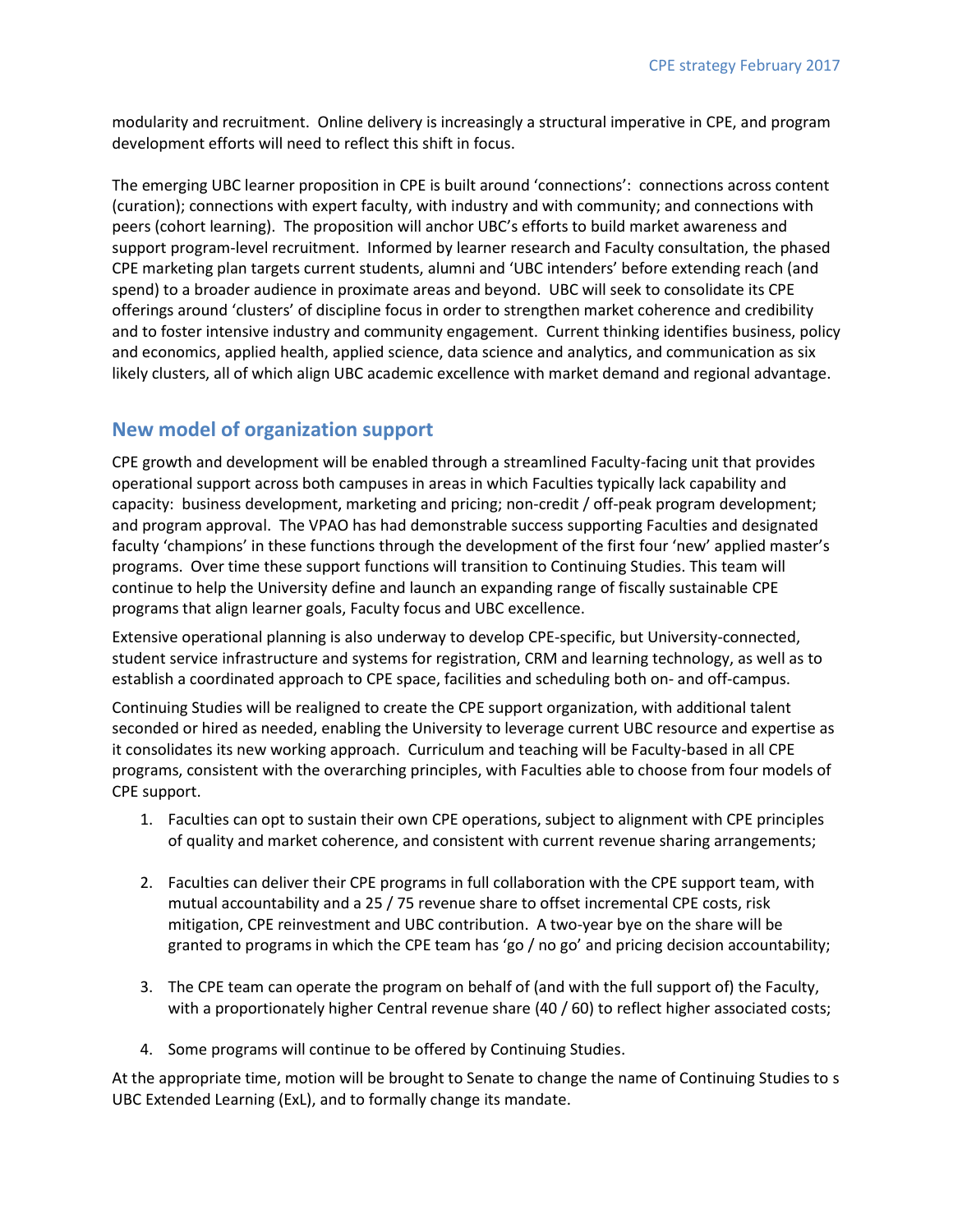modularity and recruitment. Online delivery is increasingly a structural imperative in CPE, and program development efforts will need to reflect this shift in focus.

The emerging UBC learner proposition in CPE is built around 'connections': connections across content (curation); connections with expert faculty, with industry and with community; and connections with peers (cohort learning). The proposition will anchor UBC's efforts to build market awareness and support program-level recruitment. Informed by learner research and Faculty consultation, the phased CPE marketing plan targets current students, alumni and 'UBC intenders' before extending reach (and spend) to a broader audience in proximate areas and beyond. UBC will seek to consolidate its CPE offerings around 'clusters' of discipline focus in order to strengthen market coherence and credibility and to foster intensive industry and community engagement. Current thinking identifies business, policy and economics, applied health, applied science, data science and analytics, and communication as six likely clusters, all of which align UBC academic excellence with market demand and regional advantage.

## New model of organization support

CPE growth and development will be enabled through a streamlined Faculty-facing unit that provides operational support across both campuses in areas in which Faculties typically lack capability and capacity: business development, marketing and pricing; non-credit / off-peak program development; and program approval. The VPAO has had demonstrable success supporting Faculties and designated faculty 'champions' in these functions through the development of the first four 'new' applied master's programs. Over time these support functions will transition to Continuing Studies. This team will continue to help the University define and launch an expanding range of fiscally sustainable CPE programs that align learner goals, Faculty focus and UBC excellence.

Extensive operational planning is also underway to develop CPE-specific, but University-connected, student service infrastructure and systems for registration, CRM and learning technology, as well as to establish a coordinated approach to CPE space, facilities and scheduling both on- and off-campus.

Continuing Studies will be realigned to create the CPE support organization, with additional talent seconded or hired as needed, enabling the University to leverage current UBC resource and expertise as it consolidates its new working approach. Curriculum and teaching will be Faculty-based in all CPE programs, consistent with the overarching principles, with Faculties able to choose from four models of CPE support.

1. Faculties can opt to sustain their own CPE operations, subject to alignment with CPE principles of quality and market coherence, and consistent with current revenue sharing arrangements;

2. Faculties can deliver their CPE programs in full collaboration with the CPE support team, with mutual accountability and a 25 / 75 revenue share to offset incremental CPE costs, risk mitigation, CPE reinvestment and UBC contribution. A two-year bye on the share will be granted to programs in which the CPE team has 'go / no go' and pricing decision accountability;

3. The CPE team can operate the program on behalf of (and with the full support of) the Faculty, with a proportionately higher Central revenue share (40 / 60) to reflect higher associated costs;

4. Some programs will continue to be offered by Continuing Studies.

At the appropriate time, motion will be brought to Senate to change the name of Continuing Studies to s UBC Extended Learning (ExL), and to formally change its mandate.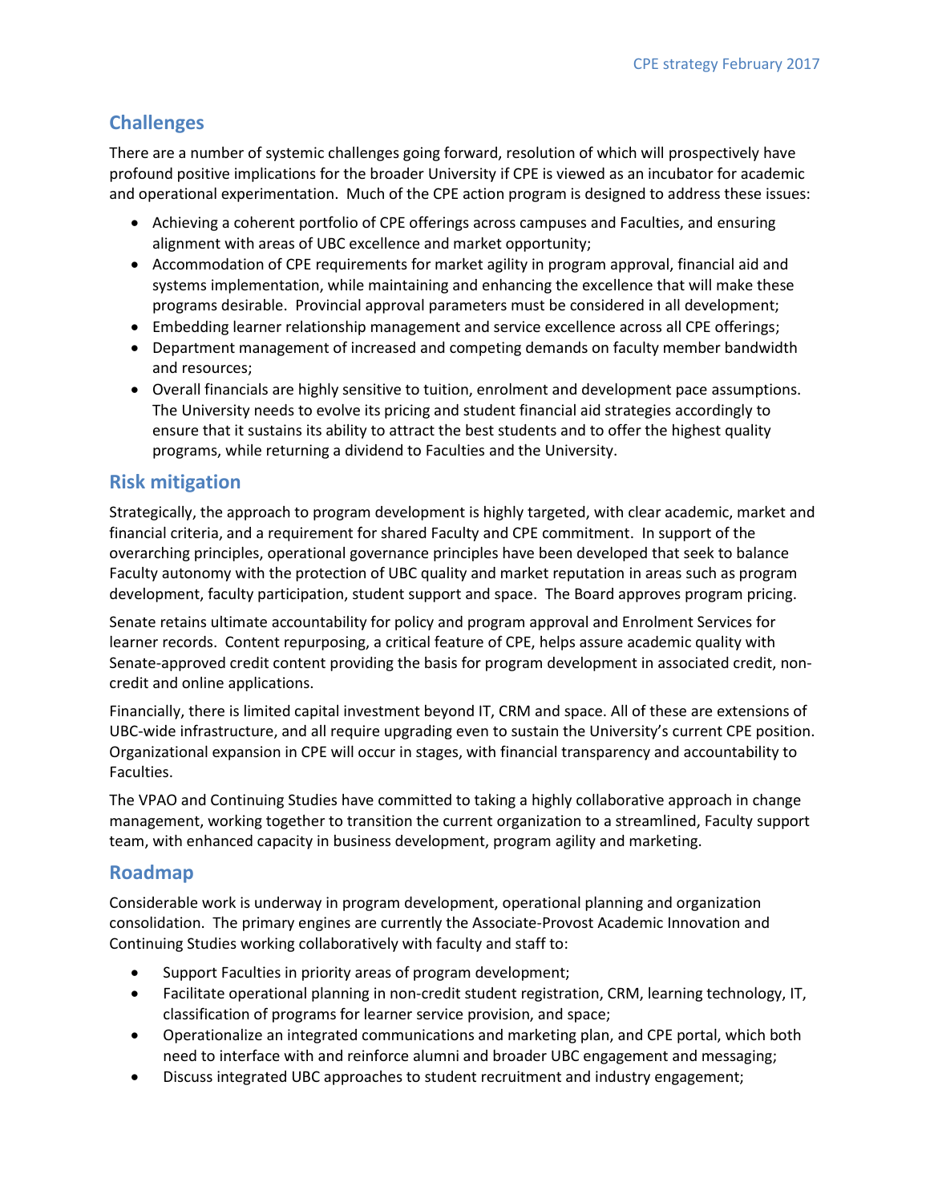## Challenges

There are a number of systemic challenges going forward, resolution of which will prospectively have profound positive implications for the broader University if CPE is viewed as an incubator for academic and operational experimentation. Much of the CPE action program is designed to address these issues:

- Achieving a coherent portfolio of CPE offerings across campuses and Faculties, and ensuring alignment with areas of UBC excellence and market opportunity;
- Accommodation of CPE requirements for market agility in program approval, financial aid and systems implementation, while maintaining and enhancing the excellence that will make these programs desirable. Provincial approval parameters must be considered in all development;
- Embedding learner relationship management and service excellence across all CPE offerings;
- Department management of increased and competing demands on faculty member bandwidth and resources;
- Overall financials are highly sensitive to tuition, enrolment and development pace assumptions. The University needs to evolve its pricing and student financial aid strategies accordingly to ensure that it sustains its ability to attract the best students and to offer the highest quality programs, while returning a dividend to Faculties and the University.

## Risk mitigation

Strategically, the approach to program development is highly targeted, with clear academic, market and financial criteria, and a requirement for shared Faculty and CPE commitment. In support of the overarching principles, operational governance principles have been developed that seek to balance Faculty autonomy with the protection of UBC quality and market reputation in areas such as program development, faculty participation, student support and space. The Board approves program pricing.

Senate retains ultimate accountability for policy and program approval and Enrolment Services for learner records. Content repurposing, a critical feature of CPE, helps assure academic quality with Senate-approved credit content providing the basis for program development in associated credit, non-credit and online applications.

Financially, there is limited capital investment beyond IT, CRM and space. All of these are extensions of UBC-wide infrastructure, and all require upgrading even to sustain the University's current CPE position. Organizational expansion in CPE will occur in stages, with financial transparency and accountability to Faculties.

The VPAO and Continuing Studies have committed to taking a highly collaborative approach in change management, working together to transition the current organization to a streamlined, Faculty support team, with enhanced capacity in business development, program agility and marketing.

## Roadmap

Considerable work is underway in program development, operational planning and organization consolidation. The primary engines are currently the Associate-Provost Academic Innovation and Continuing Studies working collaboratively with faculty and staff to:

- Support Faculties in priority areas of program development;
- Facilitate operational planning in non-credit student registration, CRM, learning technology, IT, classification of programs for learner service provision, and space;
- Operationalize an integrated communications and marketing plan, and CPE portal, which both need to interface with and reinforce alumni and broader UBC engagement and messaging;
- Discuss integrated UBC approaches to student recruitment and industry engagement;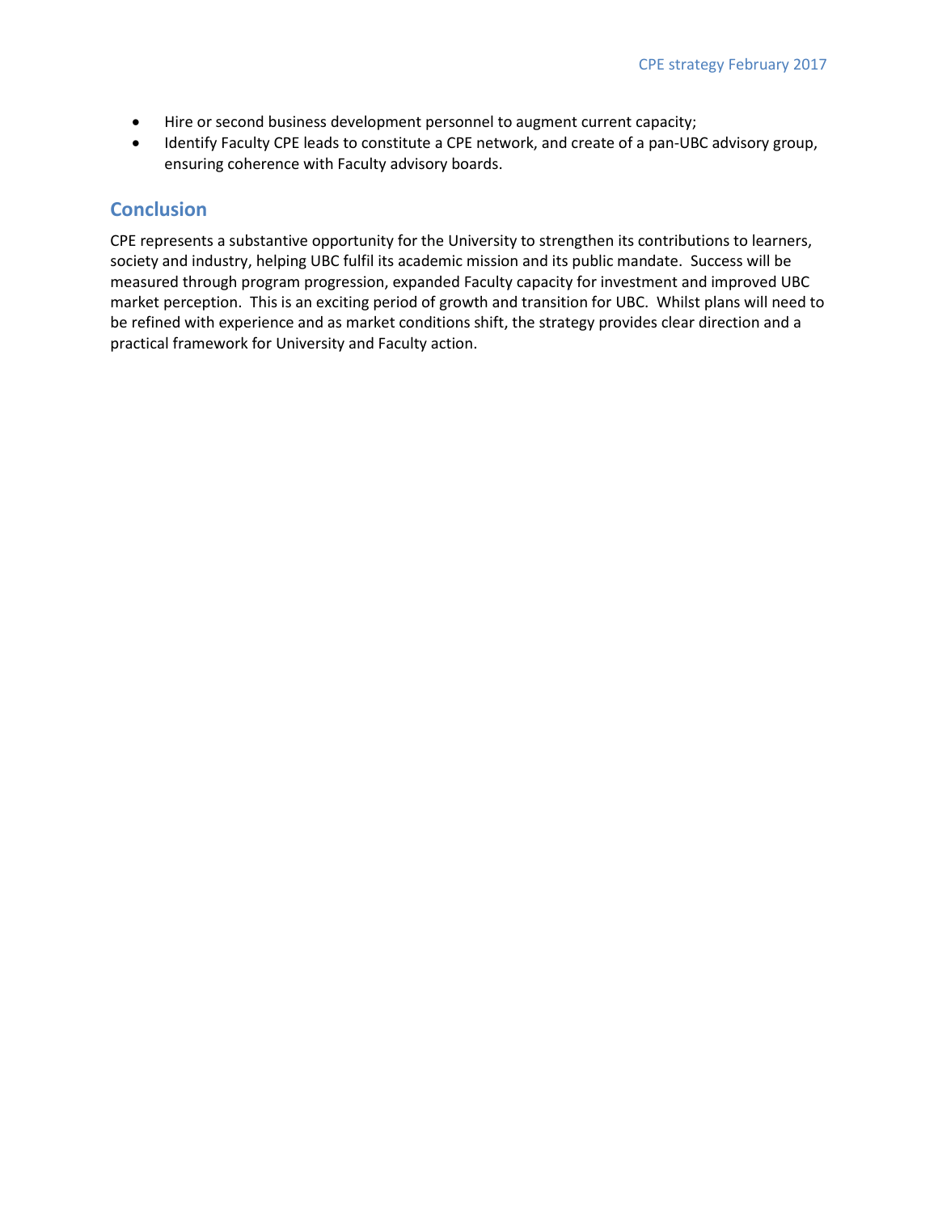- Hire or second business development personnel to augment current capacity;
- Identify Faculty CPE leads to constitute a CPE network, and create of a pan-UBC advisory group, ensuring coherence with Faculty advisory boards.

## Conclusion

CPE represents a substantive opportunity for the University to strengthen its contributions to learners, society and industry, helping UBC fulfil its academic mission and its public mandate. Success will be measured through program progression, expanded Faculty capacity for investment and improved UBC market perception. This is an exciting period of growth and transition for UBC. Whilst plans will need to be refined with experience and as market conditions shift, the strategy provides clear direction and a practical framework for University and Faculty action.